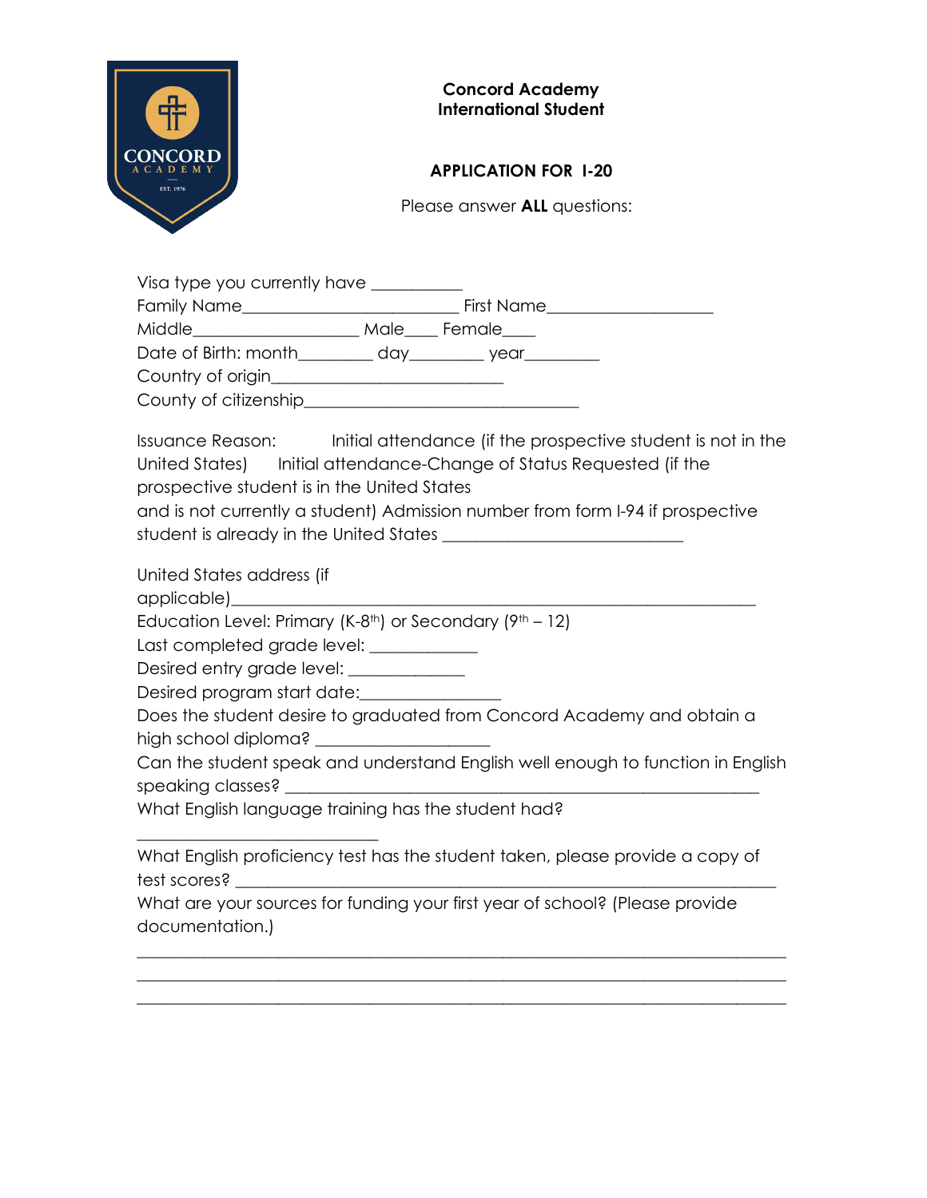**Concord Academy**
**International Student**

**APPLICATION FOR I-20**

Please answer **ALL** questions:

Visa type you currently have ___________

Family Name__________________________ First Name____________________

Middle____________________ Male____ Female____

Date of Birth: month_________ day_________ year_________

Country of origin___________________________

County of citizenship__________________________________

Issuance Reason: Initial attendance (if the prospective student is not in the United States) Initial attendance-Change of Status Requested (if the prospective student is in the United States and is not currently a student) Admission number from form I-94 if prospective student is already in the United States ____________________________

United States address (if applicable)_____________________________________________________________

Education Level: Primary (K-8th) or Secondary (9th – 12)

Last completed grade level: ____________

Desired entry grade level: _____________

Desired program start date:________________

Does the student desire to graduated from Concord Academy and obtain a high school diploma? ____________________

Can the student speak and understand English well enough to function in English speaking classes? _______________________________________________________

What English language training has the student had?

____________________________

What English proficiency test has the student taken, please provide a copy of test scores? ______________________________________________________________

What are your sources for funding your first year of school? (Please provide documentation.)

___________________________________________________________________________

___________________________________________________________________________

___________________________________________________________________________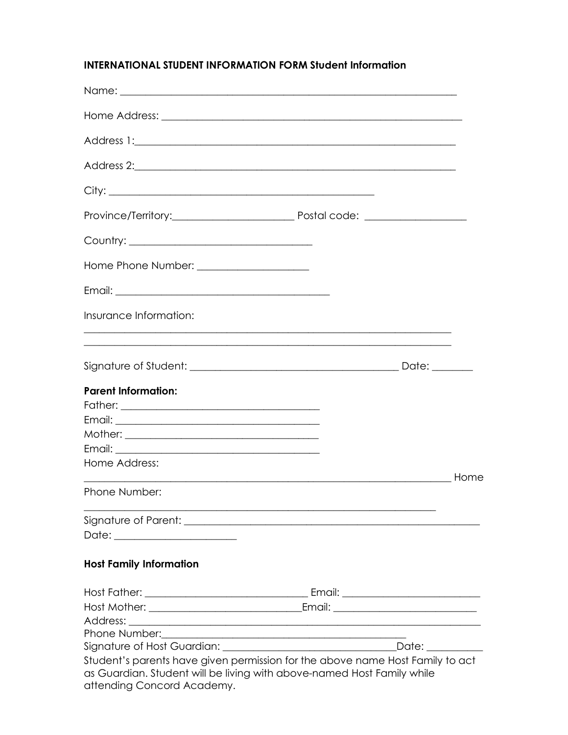**INTERNATIONAL STUDENT INFORMATION FORM Student Information**

Name: ___________________________________________________________________

Home Address: ___________________________________________________________

Address 1:______________________________________________________________

Address 2:______________________________________________________________

City: ____________________________________________________

Province/Territory:_______________________ Postal code: ___________________

Country: ___________________________________

Home Phone Number: ____________________

Email: _________________________________________

Insurance Information:

______________________________________________________________________

______________________________________________________________________

Signature of Student: ________________________________________ Date: ________

**Parent Information:**

Father: ______________________________________

Email: _______________________________________

Mother: ______________________________________

Email: _______________________________________

Home Address:

______________________________________________________________________ Home

Phone Number:

___________________________________________________________________

Signature of Parent: _________________________________________________________

Date: ______________________

**Host Family Information**

Host Father: ______________________________ Email: __________________________

Host Mother: _____________________________Email: ___________________________

Address: __________________________________________________________________

Phone Number:______________________________________________

Signature of Host Guardian: _________________________________Date: __________

Student's parents have given permission for the above name Host Family to act as Guardian. Student will be living with above-named Host Family while attending Concord Academy.